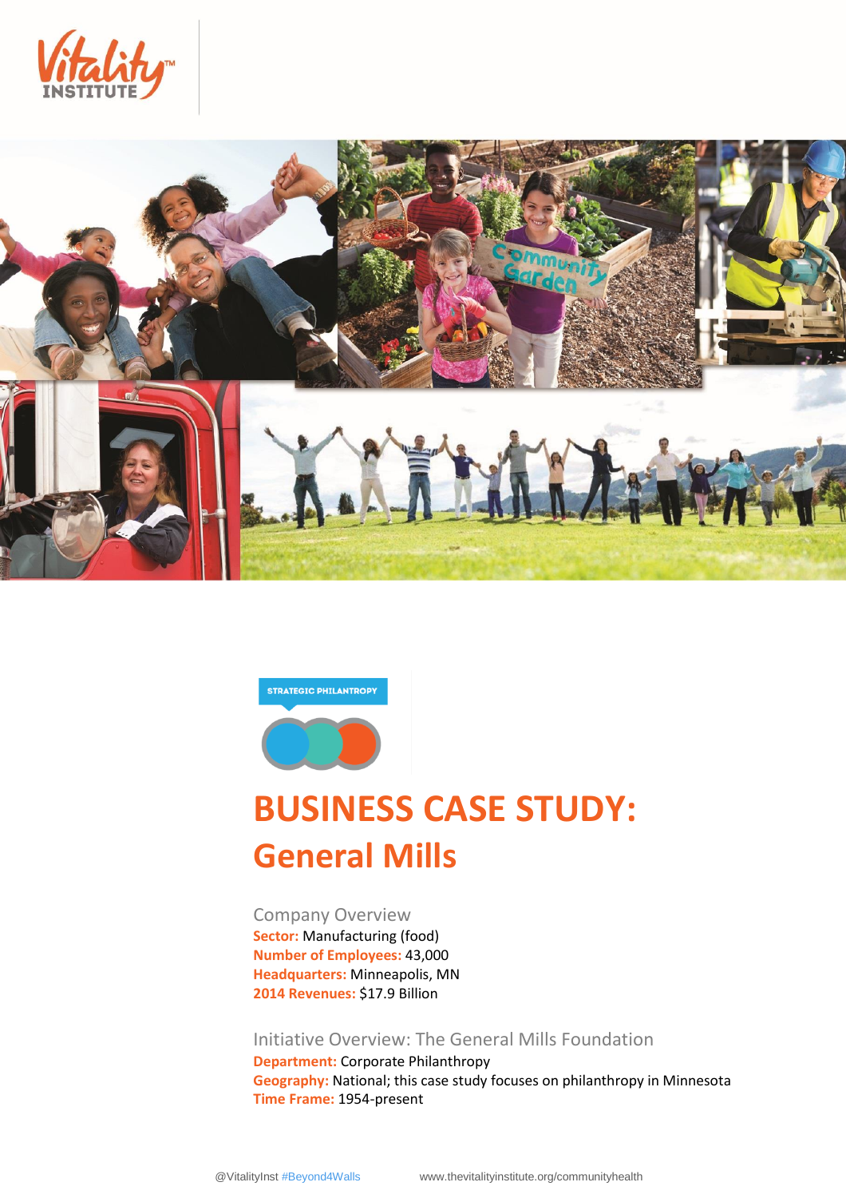STRATEGIC PHILANTHROPY

# BUSINESS CASE STUDY: General Mills

## Company Overview

**Sector:** Manufacturing (food)
**Number of Employees:** 43,000
**Headquarters:** Minneapolis, MN
**2014 Revenues:** $17.9 Billion

## Initiative Overview: The General Mills Foundation

**Department:** Corporate Philanthropy
**Geography:** National; this case study focuses on philanthropy in Minnesota
**Time Frame:** 1954-present

@VitalityInst #Beyond4Walls www.thevitalityinstitute.org/communityhealth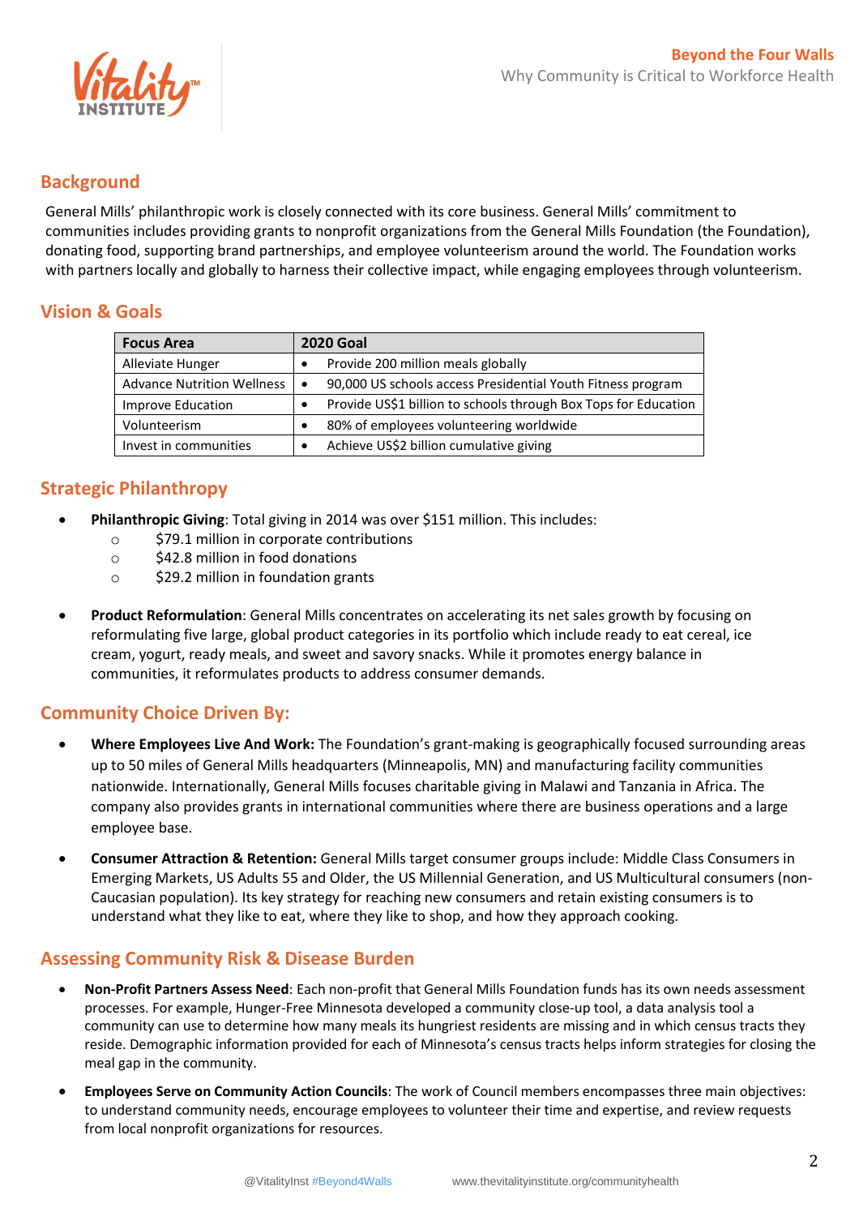## Background

General Mills' philanthropic work is closely connected with its core business. General Mills' commitment to communities includes providing grants to nonprofit organizations from the General Mills Foundation (the Foundation), donating food, supporting brand partnerships, and employee volunteerism around the world. The Foundation works with partners locally and globally to harness their collective impact, while engaging employees through volunteerism.

## Vision & Goals

| Focus Area | 2020 Goal |
|---|---|
| Alleviate Hunger | • Provide 200 million meals globally |
| Advance Nutrition Wellness | • 90,000 US schools access Presidential Youth Fitness program |
| Improve Education | • Provide US$1 billion to schools through Box Tops for Education |
| Volunteerism | • 80% of employees volunteering worldwide |
| Invest in communities | • Achieve US$2 billion cumulative giving |

## Strategic Philanthropy

- **Philanthropic Giving**: Total giving in 2014 was over $151 million. This includes:
  - $79.1 million in corporate contributions
  - $42.8 million in food donations
  - $29.2 million in foundation grants

- **Product Reformulation**: General Mills concentrates on accelerating its net sales growth by focusing on reformulating five large, global product categories in its portfolio which include ready to eat cereal, ice cream, yogurt, ready meals, and sweet and savory snacks. While it promotes energy balance in communities, it reformulates products to address consumer demands.

## Community Choice Driven By:

- **Where Employees Live And Work:** The Foundation's grant-making is geographically focused surrounding areas up to 50 miles of General Mills headquarters (Minneapolis, MN) and manufacturing facility communities nationwide. Internationally, General Mills focuses charitable giving in Malawi and Tanzania in Africa. The company also provides grants in international communities where there are business operations and a large employee base.

- **Consumer Attraction & Retention:** General Mills target consumer groups include: Middle Class Consumers in Emerging Markets, US Adults 55 and Older, the US Millennial Generation, and US Multicultural consumers (non-Caucasian population). Its key strategy for reaching new consumers and retain existing consumers is to understand what they like to eat, where they like to shop, and how they approach cooking.

## Assessing Community Risk & Disease Burden

- **Non-Profit Partners Assess Need**: Each non-profit that General Mills Foundation funds has its own needs assessment processes. For example, Hunger-Free Minnesota developed a community close-up tool, a data analysis tool a community can use to determine how many meals its hungriest residents are missing and in which census tracts they reside. Demographic information provided for each of Minnesota's census tracts helps inform strategies for closing the meal gap in the community.

- **Employees Serve on Community Action Councils**: The work of Council members encompasses three main objectives: to understand community needs, encourage employees to volunteer their time and expertise, and review requests from local nonprofit organizations for resources.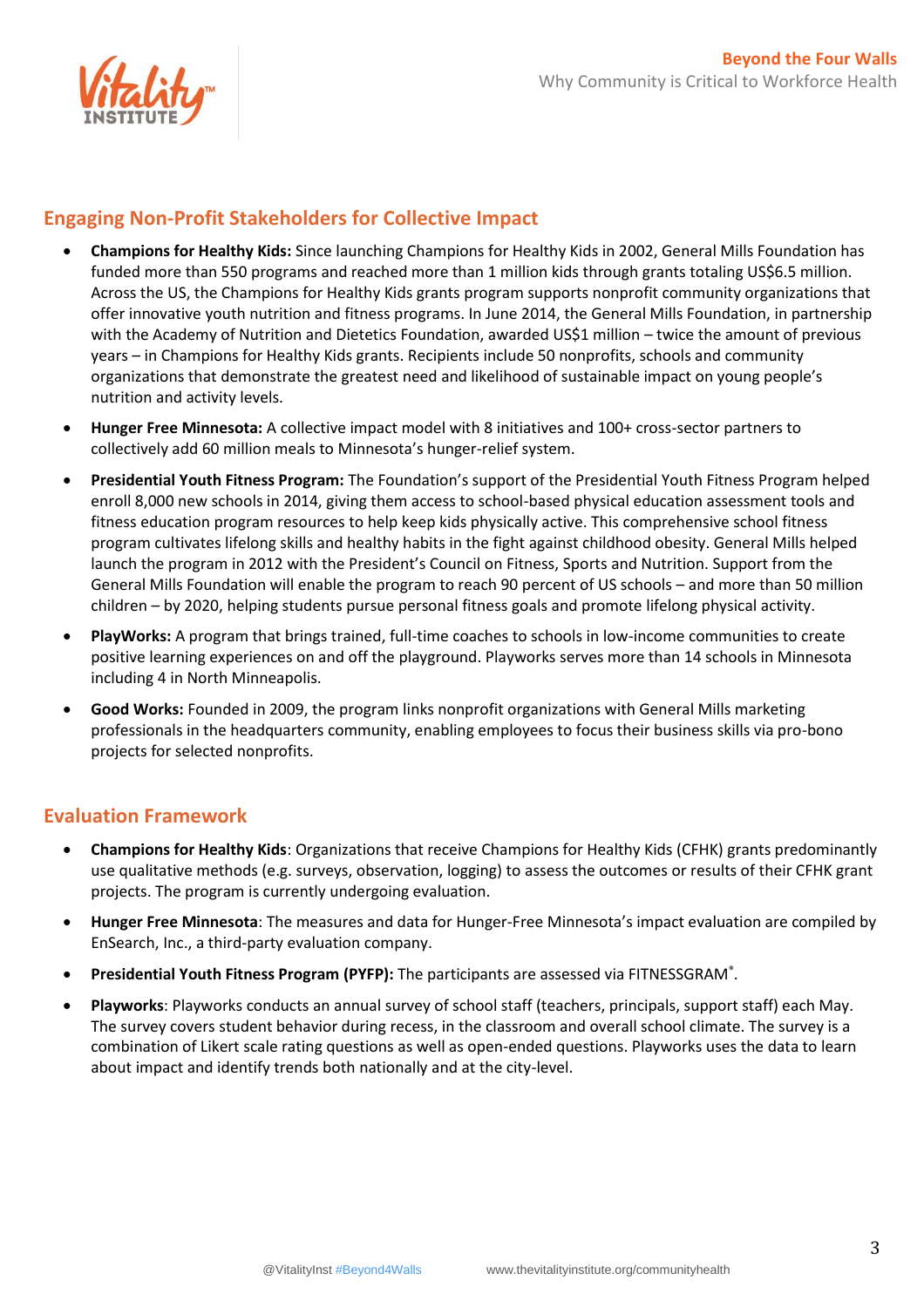## Engaging Non-Profit Stakeholders for Collective Impact

- **Champions for Healthy Kids:** Since launching Champions for Healthy Kids in 2002, General Mills Foundation has funded more than 550 programs and reached more than 1 million kids through grants totaling US$6.5 million. Across the US, the Champions for Healthy Kids grants program supports nonprofit community organizations that offer innovative youth nutrition and fitness programs. In June 2014, the General Mills Foundation, in partnership with the Academy of Nutrition and Dietetics Foundation, awarded US$1 million – twice the amount of previous years – in Champions for Healthy Kids grants. Recipients include 50 nonprofits, schools and community organizations that demonstrate the greatest need and likelihood of sustainable impact on young people's nutrition and activity levels.
- **Hunger Free Minnesota:** A collective impact model with 8 initiatives and 100+ cross-sector partners to collectively add 60 million meals to Minnesota's hunger-relief system.
- **Presidential Youth Fitness Program:** The Foundation's support of the Presidential Youth Fitness Program helped enroll 8,000 new schools in 2014, giving them access to school-based physical education assessment tools and fitness education program resources to help keep kids physically active. This comprehensive school fitness program cultivates lifelong skills and healthy habits in the fight against childhood obesity. General Mills helped launch the program in 2012 with the President's Council on Fitness, Sports and Nutrition. Support from the General Mills Foundation will enable the program to reach 90 percent of US schools – and more than 50 million children – by 2020, helping students pursue personal fitness goals and promote lifelong physical activity.
- **PlayWorks:** A program that brings trained, full-time coaches to schools in low-income communities to create positive learning experiences on and off the playground. Playworks serves more than 14 schools in Minnesota including 4 in North Minneapolis.
- **Good Works:** Founded in 2009, the program links nonprofit organizations with General Mills marketing professionals in the headquarters community, enabling employees to focus their business skills via pro-bono projects for selected nonprofits.

## Evaluation Framework

- **Champions for Healthy Kids**: Organizations that receive Champions for Healthy Kids (CFHK) grants predominantly use qualitative methods (e.g. surveys, observation, logging) to assess the outcomes or results of their CFHK grant projects. The program is currently undergoing evaluation.
- **Hunger Free Minnesota**: The measures and data for Hunger-Free Minnesota's impact evaluation are compiled by EnSearch, Inc., a third-party evaluation company.
- **Presidential Youth Fitness Program (PYFP):** The participants are assessed via FITNESSGRAM®.
- **Playworks**: Playworks conducts an annual survey of school staff (teachers, principals, support staff) each May. The survey covers student behavior during recess, in the classroom and overall school climate. The survey is a combination of Likert scale rating questions as well as open-ended questions. Playworks uses the data to learn about impact and identify trends both nationally and at the city-level.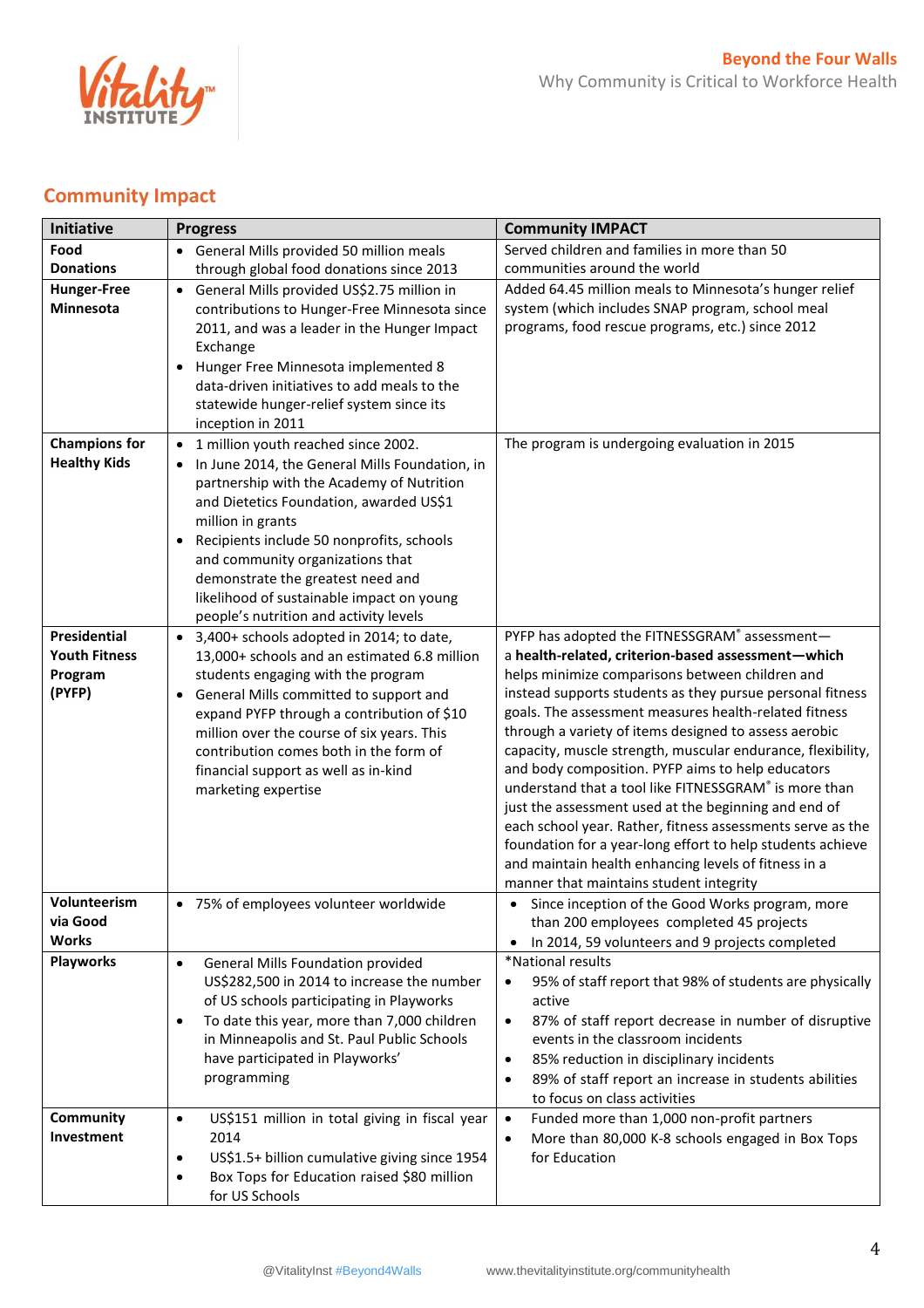## Community Impact

| Initiative | Progress | Community IMPACT |
|---|---|---|
| **Food Donations** | • General Mills provided 50 million meals through global food donations since 2013 | Served children and families in more than 50 communities around the world |
| **Hunger-Free Minnesota** | • General Mills provided US$2.75 million in contributions to Hunger-Free Minnesota since 2011, and was a leader in the Hunger Impact Exchange<br>• Hunger Free Minnesota implemented 8 data-driven initiatives to add meals to the statewide hunger-relief system since its inception in 2011 | Added 64.45 million meals to Minnesota's hunger relief system (which includes SNAP program, school meal programs, food rescue programs, etc.) since 2012 |
| **Champions for Healthy Kids** | • 1 million youth reached since 2002.<br>• In June 2014, the General Mills Foundation, in partnership with the Academy of Nutrition and Dietetics Foundation, awarded US$1 million in grants<br>• Recipients include 50 nonprofits, schools and community organizations that demonstrate the greatest need and likelihood of sustainable impact on young people's nutrition and activity levels | The program is undergoing evaluation in 2015 |
| **Presidential Youth Fitness Program (PYFP)** | • 3,400+ schools adopted in 2014; to date, 13,000+ schools and an estimated 6.8 million students engaging with the program<br>• General Mills committed to support and expand PYFP through a contribution of $10 million over the course of six years. This contribution comes both in the form of financial support as well as in-kind marketing expertise | PYFP has adopted the FITNESSGRAM® assessment—a **health-related, criterion-based assessment—which** helps minimize comparisons between children and instead supports students as they pursue personal fitness goals. The assessment measures health-related fitness through a variety of items designed to assess aerobic capacity, muscle strength, muscular endurance, flexibility, and body composition. PYFP aims to help educators understand that a tool like FITNESSGRAM® is more than just the assessment used at the beginning and end of each school year. Rather, fitness assessments serve as the foundation for a year-long effort to help students achieve and maintain health enhancing levels of fitness in a manner that maintains student integrity |
| **Volunteerism via Good Works** | • 75% of employees volunteer worldwide | • Since inception of the Good Works program, more than 200 employees completed 45 projects<br>• In 2014, 59 volunteers and 9 projects completed |
| **Playworks** | • General Mills Foundation provided US$282,500 in 2014 to increase the number of US schools participating in Playworks<br>• To date this year, more than 7,000 children in Minneapolis and St. Paul Public Schools have participated in Playworks' programming | *National results<br>• 95% of staff report that 98% of students are physically active<br>• 87% of staff report decrease in number of disruptive events in the classroom incidents<br>• 85% reduction in disciplinary incidents<br>• 89% of staff report an increase in students abilities to focus on class activities |
| **Community Investment** | • US$151 million in total giving in fiscal year 2014<br>• US$1.5+ billion cumulative giving since 1954<br>• Box Tops for Education raised $80 million for US Schools | • Funded more than 1,000 non-profit partners<br>• More than 80,000 K-8 schools engaged in Box Tops for Education |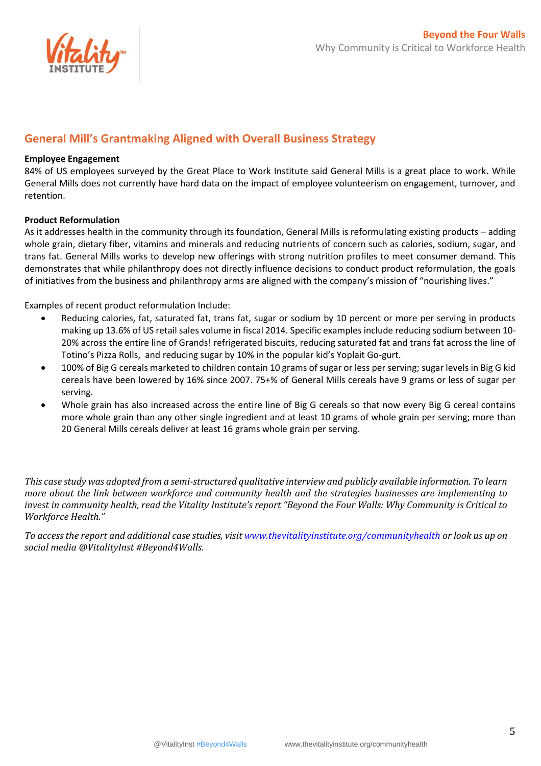## General Mill's Grantmaking Aligned with Overall Business Strategy

**Employee Engagement**

84% of US employees surveyed by the Great Place to Work Institute said General Mills is a great place to work**.** While General Mills does not currently have hard data on the impact of employee volunteerism on engagement, turnover, and retention.

**Product Reformulation**

As it addresses health in the community through its foundation, General Mills is reformulating existing products – adding whole grain, dietary fiber, vitamins and minerals and reducing nutrients of concern such as calories, sodium, sugar, and trans fat. General Mills works to develop new offerings with strong nutrition profiles to meet consumer demand. This demonstrates that while philanthropy does not directly influence decisions to conduct product reformulation, the goals of initiatives from the business and philanthropy arms are aligned with the company's mission of "nourishing lives."

Examples of recent product reformulation Include:

- Reducing calories, fat, saturated fat, trans fat, sugar or sodium by 10 percent or more per serving in products making up 13.6% of US retail sales volume in fiscal 2014. Specific examples include reducing sodium between 10-20% across the entire line of Grands! refrigerated biscuits, reducing saturated fat and trans fat across the line of Totino's Pizza Rolls, and reducing sugar by 10% in the popular kid's Yoplait Go-gurt.
- 100% of Big G cereals marketed to children contain 10 grams of sugar or less per serving; sugar levels in Big G kid cereals have been lowered by 16% since 2007. 75+% of General Mills cereals have 9 grams or less of sugar per serving.
- Whole grain has also increased across the entire line of Big G cereals so that now every Big G cereal contains more whole grain than any other single ingredient and at least 10 grams of whole grain per serving; more than 20 General Mills cereals deliver at least 16 grams whole grain per serving.

*This case study was adopted from a semi-structured qualitative interview and publicly available information. To learn more about the link between workforce and community health and the strategies businesses are implementing to invest in community health, read the Vitality Institute's report "Beyond the Four Walls: Why Community is Critical to Workforce Health."*

*To access the report and additional case studies, visit [www.thevitalityinstitute.org/communityhealth](http://www.thevitalityinstitute.org/communityhealth) or look us up on social media @VitalityInst #Beyond4Walls.*